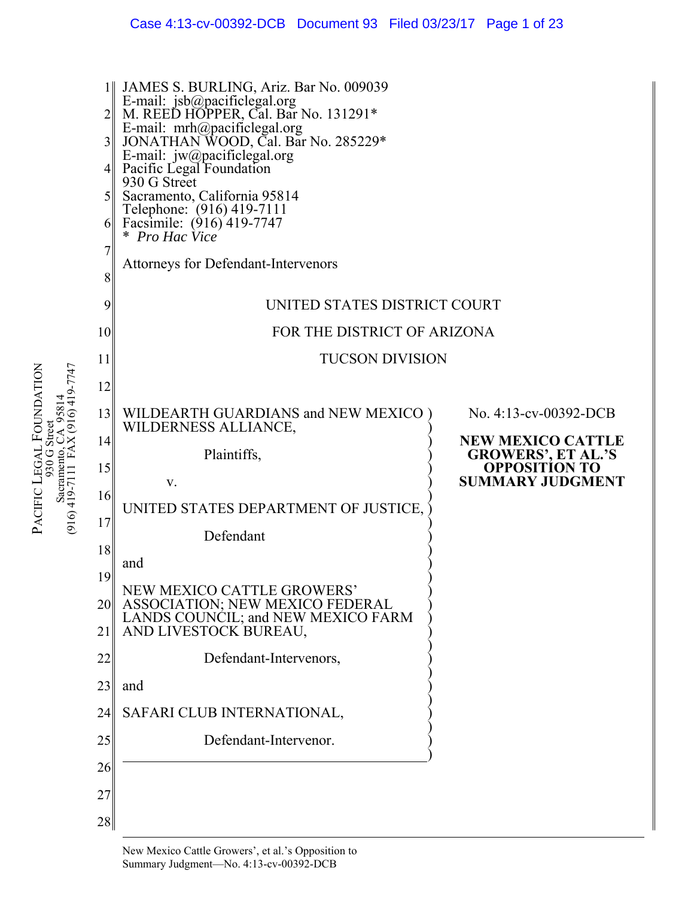JAMES S. BURLING, Ariz. Bar No. 009039
E-mail: jsb@pacificlegal.org
M. REED HOPPER, Cal. Bar No. 131291*
E-mail: mrh@pacificlegal.org
JONATHAN WOOD, Cal. Bar No. 285229*
E-mail: jw@pacificlegal.org
Pacific Legal Foundation
930 G Street
Sacramento, California 95814
Telephone: (916) 419-7111
Facsimile: (916) 419-7747
\* *Pro Hac Vice*

Attorneys for Defendant-Intervenors

UNITED STATES DISTRICT COURT

FOR THE DISTRICT OF ARIZONA

TUCSON DIVISION

WILDEARTH GUARDIANS and NEW MEXICO WILDERNESS ALLIANCE,

Plaintiffs,

v.

UNITED STATES DEPARTMENT OF JUSTICE,

Defendant

and

NEW MEXICO CATTLE GROWERS' ASSOCIATION; NEW MEXICO FEDERAL LANDS COUNCIL; and NEW MEXICO FARM AND LIVESTOCK BUREAU,

Defendant-Intervenors,

and

SAFARI CLUB INTERNATIONAL,

Defendant-Intervenor.

No. 4:13-cv-00392-DCB

**NEW MEXICO CATTLE GROWERS', ET AL.'S OPPOSITION TO SUMMARY JUDGMENT**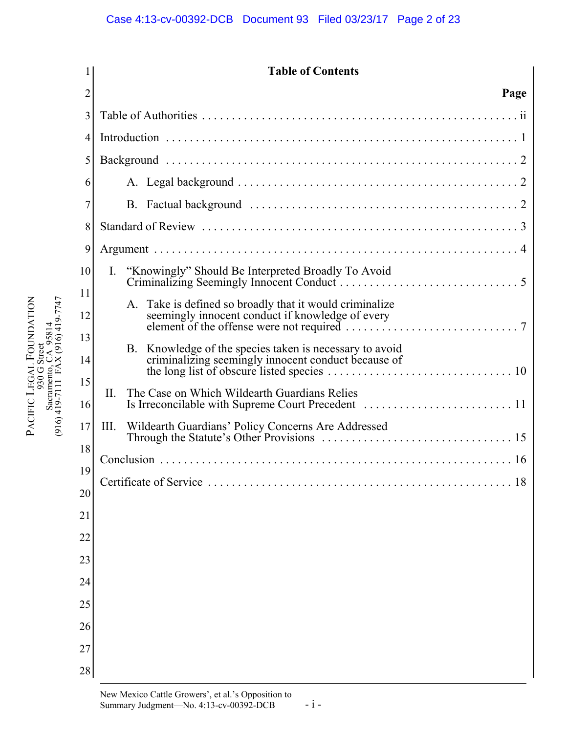# Table of Contents

| | Page |
|---|---|
| Table of Authorities | ii |
| Introduction | 1 |
| Background | 2 |
| A. Legal background | 2 |
| B. Factual background | 2 |
| Standard of Review | 3 |
| Argument | 4 |
| I. "Knowingly" Should Be Interpreted Broadly To Avoid Criminalizing Seemingly Innocent Conduct | 5 |
| A. Take is defined so broadly that it would criminalize seemingly innocent conduct if knowledge of every element of the offense were not required | 7 |
| B. Knowledge of the species taken is necessary to avoid criminalizing seemingly innocent conduct because of the long list of obscure listed species | 10 |
| II. The Case on Which Wildearth Guardians Relies Is Irreconcilable with Supreme Court Precedent | 11 |
| III. Wildearth Guardians' Policy Concerns Are Addressed Through the Statute's Other Provisions | 15 |
| Conclusion | 16 |
| Certificate of Service | 18 |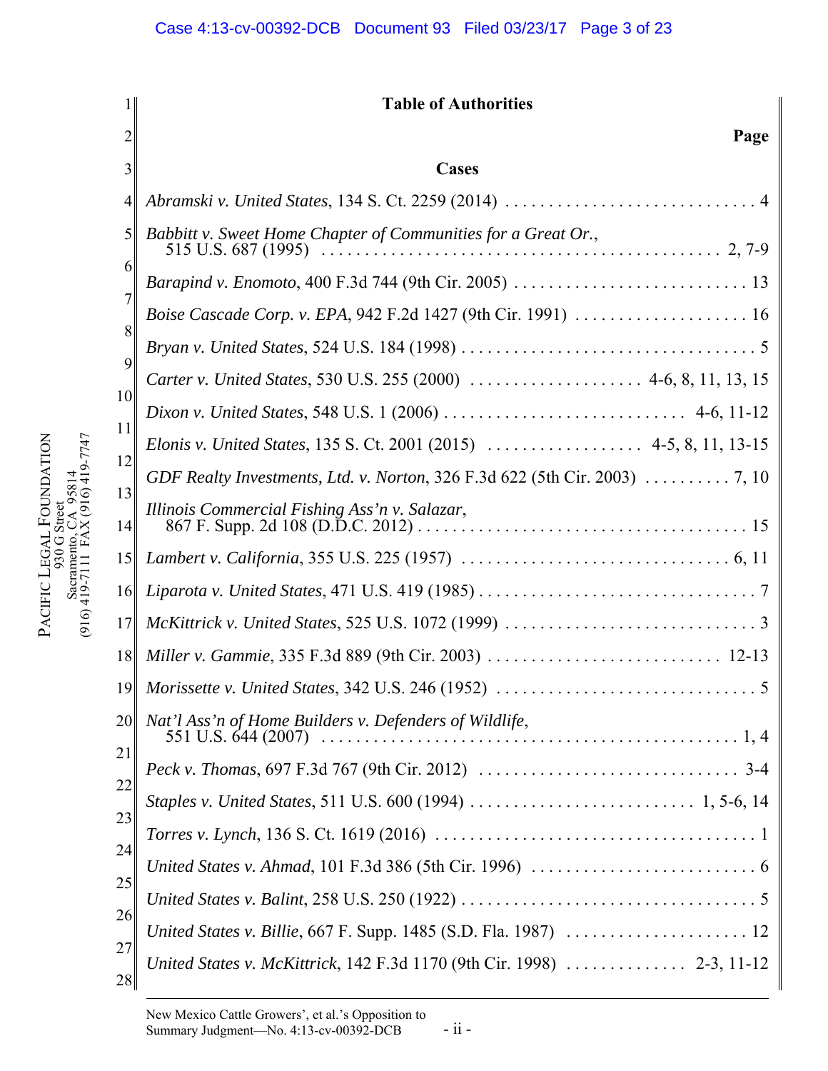## Table of Authorities

**Page**

### Cases

*Abramski v. United States*, 134 S. Ct. 2259 (2014) . . . . . . . . . . . . . . . . . . . . . . . . . . . . . . 4

*Babbitt v. Sweet Home Chapter of Communities for a Great Or.*, 515 U.S. 687 (1995) . . . . . . . . . . . . . . . . . . . . . . . . . . . . . . . . . . . . . . . . . . . . . . . 2, 7-9

*Barapind v. Enomoto*, 400 F.3d 744 (9th Cir. 2005) . . . . . . . . . . . . . . . . . . . . . . . . . . . . 13

*Boise Cascade Corp. v. EPA*, 942 F.2d 1427 (9th Cir. 1991) . . . . . . . . . . . . . . . . . . . . . 16

*Bryan v. United States*, 524 U.S. 184 (1998) . . . . . . . . . . . . . . . . . . . . . . . . . . . . . . . . . . 5

*Carter v. United States*, 530 U.S. 255 (2000) . . . . . . . . . . . . . . . . . . . . 4-6, 8, 11, 13, 15

*Dixon v. United States*, 548 U.S. 1 (2006) . . . . . . . . . . . . . . . . . . . . . . . . . . . . 4-6, 11-12

*Elonis v. United States*, 135 S. Ct. 2001 (2015) . . . . . . . . . . . . . . . . . . 4-5, 8, 11, 13-15

*GDF Realty Investments, Ltd. v. Norton*, 326 F.3d 622 (5th Cir. 2003) . . . . . . . . . . 7, 10

*Illinois Commercial Fishing Ass'n v. Salazar*, 867 F. Supp. 2d 108 (D.D.C. 2012) . . . . . . . . . . . . . . . . . . . . . . . . . . . . . . . . . . . . . . 15

*Lambert v. California*, 355 U.S. 225 (1957) . . . . . . . . . . . . . . . . . . . . . . . . . . . . . . . . 6, 11

*Liparota v. United States*, 471 U.S. 419 (1985) . . . . . . . . . . . . . . . . . . . . . . . . . . . . . . . . 7

*McKittrick v. United States*, 525 U.S. 1072 (1999) . . . . . . . . . . . . . . . . . . . . . . . . . . . . . 3

*Miller v. Gammie*, 335 F.3d 889 (9th Cir. 2003) . . . . . . . . . . . . . . . . . . . . . . . . . . . 12-13

*Morissette v. United States*, 342 U.S. 246 (1952) . . . . . . . . . . . . . . . . . . . . . . . . . . . . . . 5

*Nat'l Ass'n of Home Builders v. Defenders of Wildlife*, 551 U.S. 644 (2007) . . . . . . . . . . . . . . . . . . . . . . . . . . . . . . . . . . . . . . . . . . . . . . . . 1, 4

*Peck v. Thomas*, 697 F.3d 767 (9th Cir. 2012) . . . . . . . . . . . . . . . . . . . . . . . . . . . . . . 3-4

*Staples v. United States*, 511 U.S. 600 (1994) . . . . . . . . . . . . . . . . . . . . . . . . . . 1, 5-6, 14

*Torres v. Lynch*, 136 S. Ct. 1619 (2016) . . . . . . . . . . . . . . . . . . . . . . . . . . . . . . . . . . . . 1

*United States v. Ahmad*, 101 F.3d 386 (5th Cir. 1996) . . . . . . . . . . . . . . . . . . . . . . . . . . 6

*United States v. Balint*, 258 U.S. 250 (1922) . . . . . . . . . . . . . . . . . . . . . . . . . . . . . . . . . . 5

*United States v. Billie*, 667 F. Supp. 1485 (S.D. Fla. 1987) . . . . . . . . . . . . . . . . . . . . . 12

*United States v. McKittrick*, 142 F.3d 1170 (9th Cir. 1998) . . . . . . . . . . . . . . 2-3, 11-12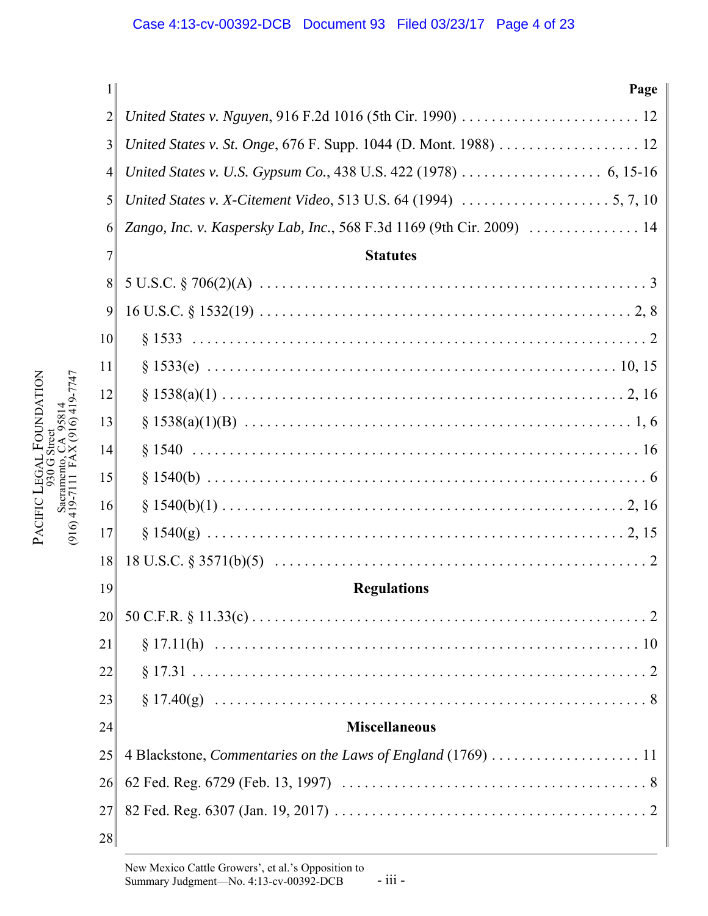**Page**

*United States v. Nguyen*, 916 F.2d 1016 (5th Cir. 1990) . . . . . . . . . . . . . . . . . . . . . . . . . 12

*United States v. St. Onge*, 676 F. Supp. 1044 (D. Mont. 1988) . . . . . . . . . . . . . . . . . . . 12

*United States v. U.S. Gypsum Co.*, 438 U.S. 422 (1978) . . . . . . . . . . . . . . . . . . . 6, 15-16

*United States v. X-Citement Video*, 513 U.S. 64 (1994) . . . . . . . . . . . . . . . . . . . . 5, 7, 10

*Zango, Inc. v. Kaspersky Lab, Inc.*, 568 F.3d 1169 (9th Cir. 2009) . . . . . . . . . . . . . . . . 14

**Statutes**

5 U.S.C. § 706(2)(A) . . . . . . . . . . . . . . . . . . . . . . . . . . . . . . . . . . . . . . . . . . . . . . . . . . . 3

16 U.S.C. § 1532(19) . . . . . . . . . . . . . . . . . . . . . . . . . . . . . . . . . . . . . . . . . . . . . . . . 2, 8

§ 1533 . . . . . . . . . . . . . . . . . . . . . . . . . . . . . . . . . . . . . . . . . . . . . . . . . . . . . . . . . . . . . 2

§ 1533(e) . . . . . . . . . . . . . . . . . . . . . . . . . . . . . . . . . . . . . . . . . . . . . . . . . . . . . . . 10, 15

§ 1538(a)(1) . . . . . . . . . . . . . . . . . . . . . . . . . . . . . . . . . . . . . . . . . . . . . . . . . . . . . . 2, 16

§ 1538(a)(1)(B) . . . . . . . . . . . . . . . . . . . . . . . . . . . . . . . . . . . . . . . . . . . . . . . . . . . . 1, 6

§ 1540 . . . . . . . . . . . . . . . . . . . . . . . . . . . . . . . . . . . . . . . . . . . . . . . . . . . . . . . . . . . . 16

§ 1540(b) . . . . . . . . . . . . . . . . . . . . . . . . . . . . . . . . . . . . . . . . . . . . . . . . . . . . . . . . . . . 6

§ 1540(b)(1) . . . . . . . . . . . . . . . . . . . . . . . . . . . . . . . . . . . . . . . . . . . . . . . . . . . . . . 2, 16

§ 1540(g) . . . . . . . . . . . . . . . . . . . . . . . . . . . . . . . . . . . . . . . . . . . . . . . . . . . . . . . . 2, 15

18 U.S.C. § 3571(b)(5) . . . . . . . . . . . . . . . . . . . . . . . . . . . . . . . . . . . . . . . . . . . . . . . . . 2

**Regulations**

50 C.F.R. § 11.33(c) . . . . . . . . . . . . . . . . . . . . . . . . . . . . . . . . . . . . . . . . . . . . . . . . . . . 2

§ 17.11(h) . . . . . . . . . . . . . . . . . . . . . . . . . . . . . . . . . . . . . . . . . . . . . . . . . . . . . . . . . . 10

§ 17.31 . . . . . . . . . . . . . . . . . . . . . . . . . . . . . . . . . . . . . . . . . . . . . . . . . . . . . . . . . . . . . 2

§ 17.40(g) . . . . . . . . . . . . . . . . . . . . . . . . . . . . . . . . . . . . . . . . . . . . . . . . . . . . . . . . . . . 8

**Miscellaneous**

4 Blackstone, *Commentaries on the Laws of England* (1769) . . . . . . . . . . . . . . . . . . . . 11

62 Fed. Reg. 6729 (Feb. 13, 1997) . . . . . . . . . . . . . . . . . . . . . . . . . . . . . . . . . . . . . . . . 8

82 Fed. Reg. 6307 (Jan. 19, 2017) . . . . . . . . . . . . . . . . . . . . . . . . . . . . . . . . . . . . . . . . 2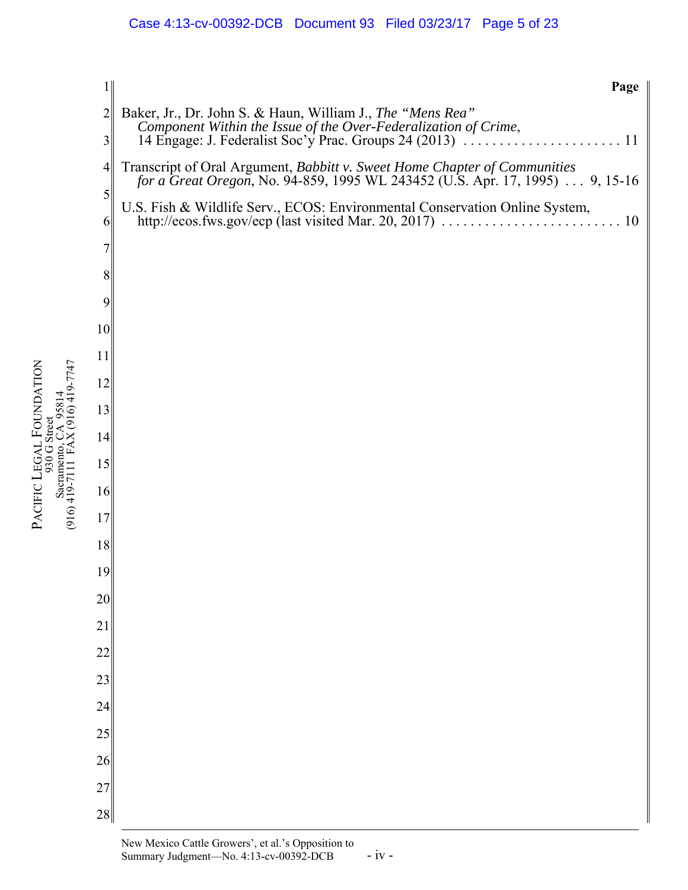**Page**

Baker, Jr., Dr. John S. & Haun, William J., *The "Mens Rea" Component Within the Issue of the Over-Federalization of Crime*, 14 Engage: J. Federalist Soc'y Prac. Groups 24 (2013) . . . . . . . . . . . . . . . . . . . . . . 11

Transcript of Oral Argument, *Babbitt v. Sweet Home Chapter of Communities for a Great Oregon*, No. 94-859, 1995 WL 243452 (U.S. Apr. 17, 1995) . . . 9, 15-16

U.S. Fish & Wildlife Serv., ECOS: Environmental Conservation Online System, http://ecos.fws.gov/ecp (last visited Mar. 20, 2017) . . . . . . . . . . . . . . . . . . . . . . . . . 10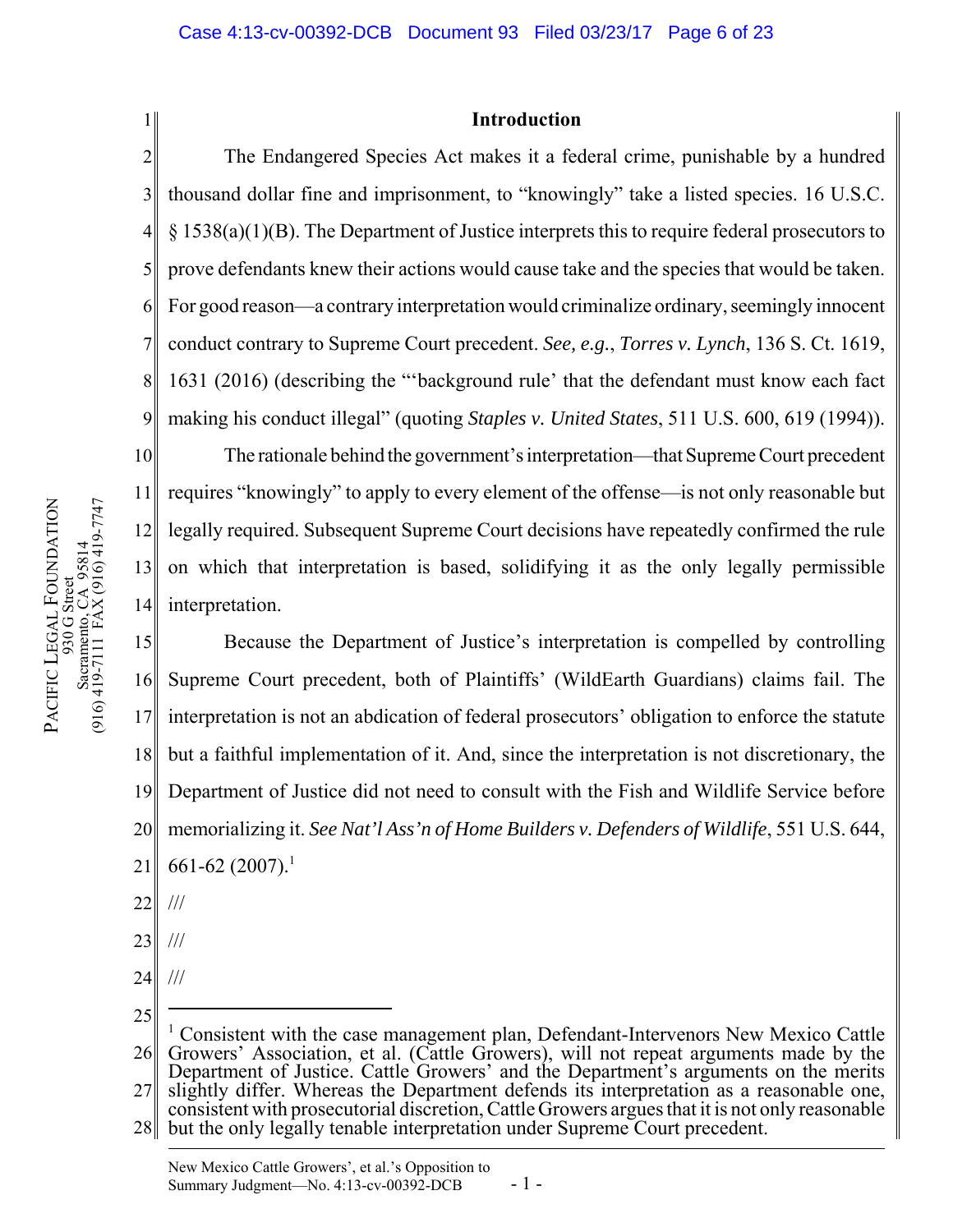## Introduction

The Endangered Species Act makes it a federal crime, punishable by a hundred thousand dollar fine and imprisonment, to "knowingly" take a listed species. 16 U.S.C. § 1538(a)(1)(B). The Department of Justice interprets this to require federal prosecutors to prove defendants knew their actions would cause take and the species that would be taken. For good reason—a contrary interpretation would criminalize ordinary, seemingly innocent conduct contrary to Supreme Court precedent. *See, e.g.*, *Torres v. Lynch*, 136 S. Ct. 1619, 1631 (2016) (describing the "'background rule' that the defendant must know each fact making his conduct illegal" (quoting *Staples v. United States*, 511 U.S. 600, 619 (1994)).

The rationale behind the government's interpretation—that Supreme Court precedent requires "knowingly" to apply to every element of the offense—is not only reasonable but legally required. Subsequent Supreme Court decisions have repeatedly confirmed the rule on which that interpretation is based, solidifying it as the only legally permissible interpretation.

Because the Department of Justice's interpretation is compelled by controlling Supreme Court precedent, both of Plaintiffs' (WildEarth Guardians) claims fail. The interpretation is not an abdication of federal prosecutors' obligation to enforce the statute but a faithful implementation of it. And, since the interpretation is not discretionary, the Department of Justice did not need to consult with the Fish and Wildlife Service before memorializing it. *See Nat'l Ass'n of Home Builders v. Defenders of Wildlife*, 551 U.S. 644, 661-62 (2007).[1]

///

///

///

[1] Consistent with the case management plan, Defendant-Intervenors New Mexico Cattle Growers' Association, et al. (Cattle Growers), will not repeat arguments made by the Department of Justice. Cattle Growers' and the Department's arguments on the merits slightly differ. Whereas the Department defends its interpretation as a reasonable one, consistent with prosecutorial discretion, Cattle Growers argues that it is not only reasonable but the only legally tenable interpretation under Supreme Court precedent.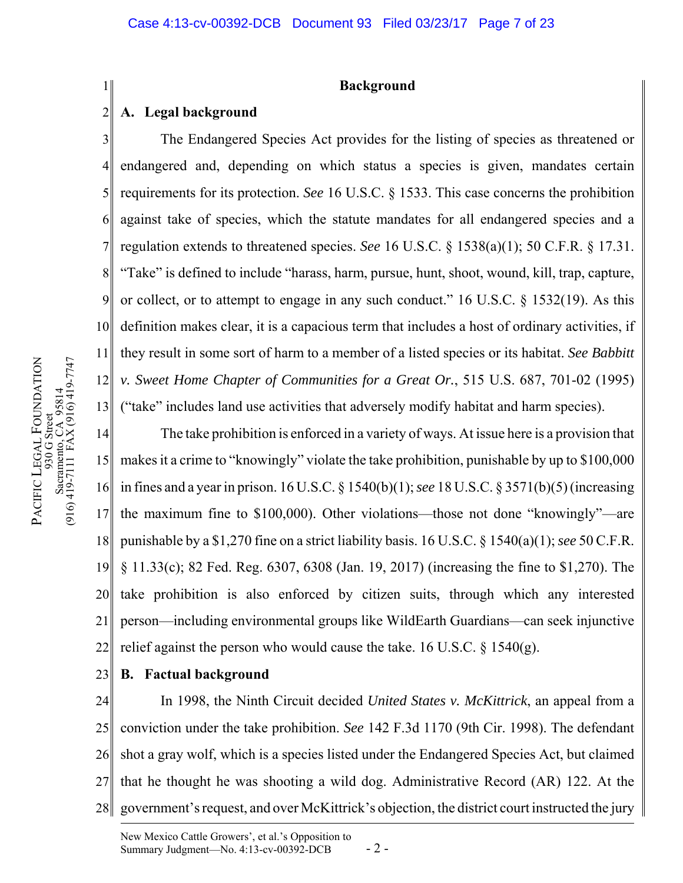**Background**

## A. Legal background

The Endangered Species Act provides for the listing of species as threatened or endangered and, depending on which status a species is given, mandates certain requirements for its protection. *See* 16 U.S.C. § 1533. This case concerns the prohibition against take of species, which the statute mandates for all endangered species and a regulation extends to threatened species. *See* 16 U.S.C. § 1538(a)(1); 50 C.F.R. § 17.31. "Take" is defined to include "harass, harm, pursue, hunt, shoot, wound, kill, trap, capture, or collect, or to attempt to engage in any such conduct." 16 U.S.C. § 1532(19). As this definition makes clear, it is a capacious term that includes a host of ordinary activities, if they result in some sort of harm to a member of a listed species or its habitat. *See Babbitt v. Sweet Home Chapter of Communities for a Great Or.*, 515 U.S. 687, 701-02 (1995) ("take" includes land use activities that adversely modify habitat and harm species).

The take prohibition is enforced in a variety of ways. At issue here is a provision that makes it a crime to "knowingly" violate the take prohibition, punishable by up to $100,000 in fines and a year in prison. 16 U.S.C. § 1540(b)(1); *see* 18 U.S.C. § 3571(b)(5) (increasing the maximum fine to $100,000). Other violations—those not done "knowingly"—are punishable by a $1,270 fine on a strict liability basis. 16 U.S.C. § 1540(a)(1); *see* 50 C.F.R. § 11.33(c); 82 Fed. Reg. 6307, 6308 (Jan. 19, 2017) (increasing the fine to $1,270). The take prohibition is also enforced by citizen suits, through which any interested person—including environmental groups like WildEarth Guardians—can seek injunctive relief against the person who would cause the take. 16 U.S.C. § 1540(g).

## B. Factual background

In 1998, the Ninth Circuit decided *United States v. McKittrick*, an appeal from a conviction under the take prohibition. *See* 142 F.3d 1170 (9th Cir. 1998). The defendant shot a gray wolf, which is a species listed under the Endangered Species Act, but claimed that he thought he was shooting a wild dog. Administrative Record (AR) 122. At the government's request, and over McKittrick's objection, the district court instructed the jury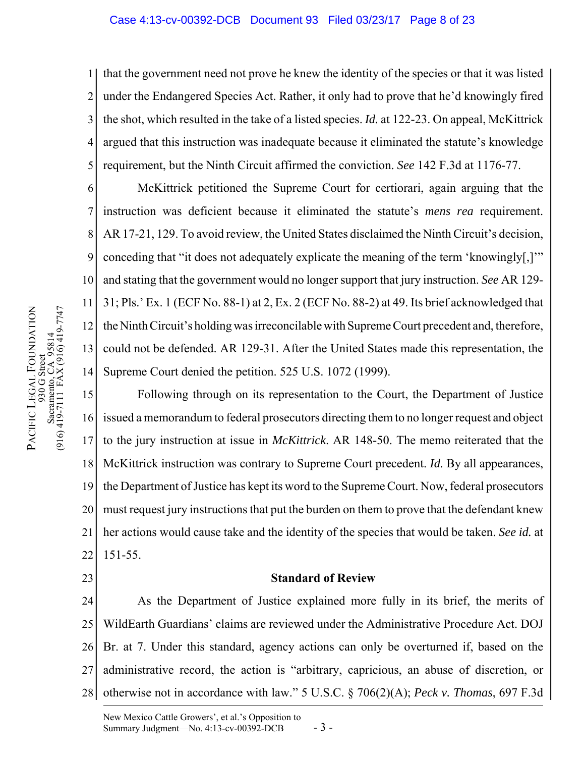that the government need not prove he knew the identity of the species or that it was listed under the Endangered Species Act. Rather, it only had to prove that he'd knowingly fired the shot, which resulted in the take of a listed species. *Id.* at 122-23. On appeal, McKittrick argued that this instruction was inadequate because it eliminated the statute's knowledge requirement, but the Ninth Circuit affirmed the conviction. *See* 142 F.3d at 1176-77.

McKittrick petitioned the Supreme Court for certiorari, again arguing that the instruction was deficient because it eliminated the statute's *mens rea* requirement. AR 17-21, 129. To avoid review, the United States disclaimed the Ninth Circuit's decision, conceding that "it does not adequately explicate the meaning of the term 'knowingly[,]'" and stating that the government would no longer support that jury instruction. *See* AR 129-31; Pls.' Ex. 1 (ECF No. 88-1) at 2, Ex. 2 (ECF No. 88-2) at 49. Its brief acknowledged that the Ninth Circuit's holding was irreconcilable with Supreme Court precedent and, therefore, could not be defended. AR 129-31. After the United States made this representation, the Supreme Court denied the petition. 525 U.S. 1072 (1999).

Following through on its representation to the Court, the Department of Justice issued a memorandum to federal prosecutors directing them to no longer request and object to the jury instruction at issue in *McKittrick*. AR 148-50. The memo reiterated that the McKittrick instruction was contrary to Supreme Court precedent. *Id.* By all appearances, the Department of Justice has kept its word to the Supreme Court. Now, federal prosecutors must request jury instructions that put the burden on them to prove that the defendant knew her actions would cause take and the identity of the species that would be taken. *See id.* at 151-55.

**Standard of Review**

As the Department of Justice explained more fully in its brief, the merits of WildEarth Guardians' claims are reviewed under the Administrative Procedure Act. DOJ Br. at 7. Under this standard, agency actions can only be overturned if, based on the administrative record, the action is "arbitrary, capricious, an abuse of discretion, or otherwise not in accordance with law." 5 U.S.C. § 706(2)(A); *Peck v. Thomas*, 697 F.3d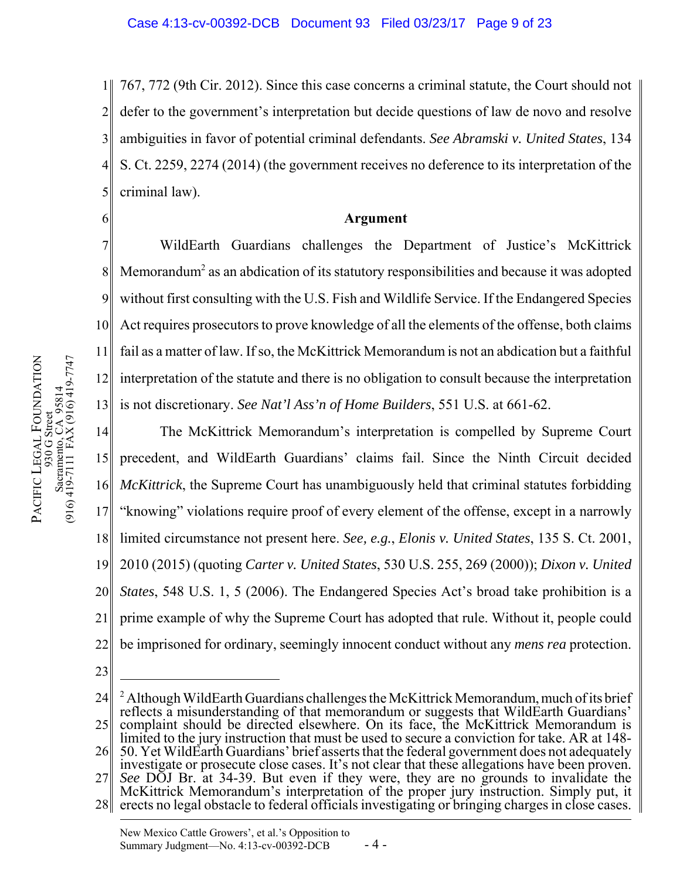767, 772 (9th Cir. 2012). Since this case concerns a criminal statute, the Court should not defer to the government's interpretation but decide questions of law de novo and resolve ambiguities in favor of potential criminal defendants. *See Abramski v. United States*, 134 S. Ct. 2259, 2274 (2014) (the government receives no deference to its interpretation of the criminal law).

**Argument**

WildEarth Guardians challenges the Department of Justice's McKittrick Memorandum[2] as an abdication of its statutory responsibilities and because it was adopted without first consulting with the U.S. Fish and Wildlife Service. If the Endangered Species Act requires prosecutors to prove knowledge of all the elements of the offense, both claims fail as a matter of law. If so, the McKittrick Memorandum is not an abdication but a faithful interpretation of the statute and there is no obligation to consult because the interpretation is not discretionary. *See Nat'l Ass'n of Home Builders*, 551 U.S. at 661-62.

The McKittrick Memorandum's interpretation is compelled by Supreme Court precedent, and WildEarth Guardians' claims fail. Since the Ninth Circuit decided *McKittrick*, the Supreme Court has unambiguously held that criminal statutes forbidding "knowing" violations require proof of every element of the offense, except in a narrowly limited circumstance not present here. *See, e.g.*, *Elonis v. United States*, 135 S. Ct. 2001, 2010 (2015) (quoting *Carter v. United States*, 530 U.S. 255, 269 (2000)); *Dixon v. United States*, 548 U.S. 1, 5 (2006). The Endangered Species Act's broad take prohibition is a prime example of why the Supreme Court has adopted that rule. Without it, people could be imprisoned for ordinary, seemingly innocent conduct without any *mens rea* protection.

---

[2] Although WildEarth Guardians challenges the McKittrick Memorandum, much of its brief reflects a misunderstanding of that memorandum or suggests that WildEarth Guardians' complaint should be directed elsewhere. On its face, the McKittrick Memorandum is limited to the jury instruction that must be used to secure a conviction for take. AR at 148-50. Yet WildEarth Guardians' brief asserts that the federal government does not adequately investigate or prosecute close cases. It's not clear that these allegations have been proven. *See* DOJ Br. at 34-39. But even if they were, they are no grounds to invalidate the McKittrick Memorandum's interpretation of the proper jury instruction. Simply put, it erects no legal obstacle to federal officials investigating or bringing charges in close cases.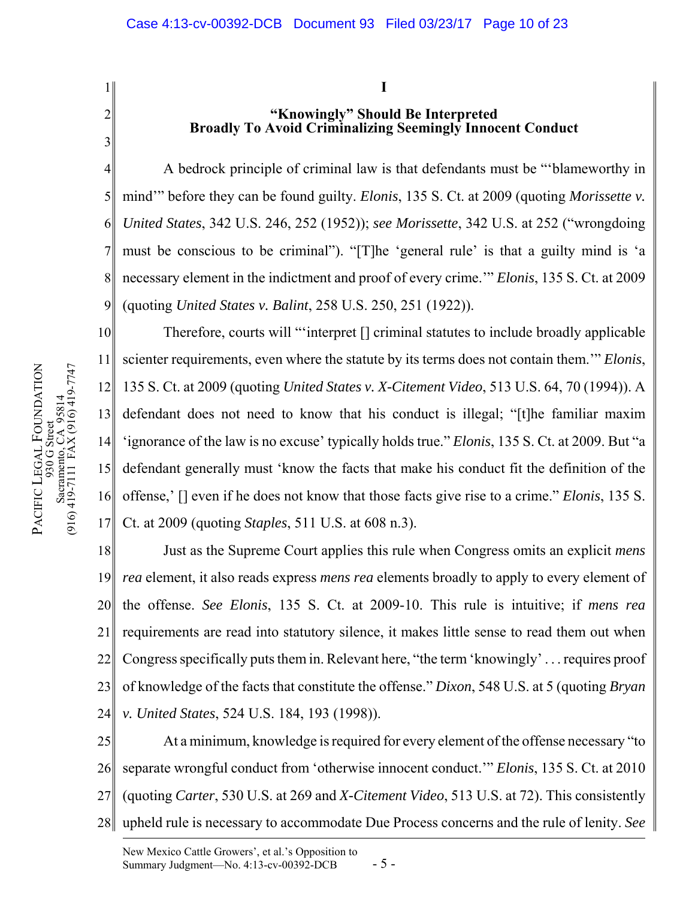## I

## "Knowingly" Should Be Interpreted Broadly To Avoid Criminalizing Seemingly Innocent Conduct

A bedrock principile of criminal law is that defendants must be "'blameworthy in mind'" before they can be found guilty. *Elonis*, 135 S. Ct. at 2009 (quoting *Morissette v. United States*, 342 U.S. 246, 252 (1952)); *see Morissette*, 342 U.S. at 252 ("wrongdoing must be conscious to be criminal"). "[T]he 'general rule' is that a guilty mind is 'a necessary element in the indictment and proof of every crime.'" *Elonis*, 135 S. Ct. at 2009 (quoting *United States v. Balint*, 258 U.S. 250, 251 (1922)).

Therefore, courts will "'interpret [] criminal statutes to include broadly applicable scienter requirements, even where the statute by its terms does not contain them.'" *Elonis*, 135 S. Ct. at 2009 (quoting *United States v. X-Citement Video*, 513 U.S. 64, 70 (1994)). A defendant does not need to know that his conduct is illegal; "[t]he familiar maxim 'ignorance of the law is no excuse' typically holds true." *Elonis*, 135 S. Ct. at 2009. But "a defendant generally must 'know the facts that make his conduct fit the definition of the offense,' [] even if he does not know that those facts give rise to a crime." *Elonis*, 135 S. Ct. at 2009 (quoting *Staples*, 511 U.S. at 608 n.3).

Just as the Supreme Court applies this rule when Congress omits an explicit *mens rea* element, it also reads express *mens rea* elements broadly to apply to every element of the offense. *See Elonis*, 135 S. Ct. at 2009-10. This rule is intuitive; if *mens rea* requirements are read into statutory silence, it makes little sense to read them out when Congress specifically puts them in. Relevant here, "the term 'knowingly' . . . requires proof of knowledge of the facts that constitute the offense." *Dixon*, 548 U.S. at 5 (quoting *Bryan v. United States*, 524 U.S. 184, 193 (1998)).

At a minimum, knowledge is required for every element of the offense necessary "to separate wrongful conduct from 'otherwise innocent conduct.'" *Elonis*, 135 S. Ct. at 2010 (quoting *Carter*, 530 U.S. at 269 and *X-Citement Video*, 513 U.S. at 72). This consistently upheld rule is necessary to accommodate Due Process concerns and the rule of lenity. *See*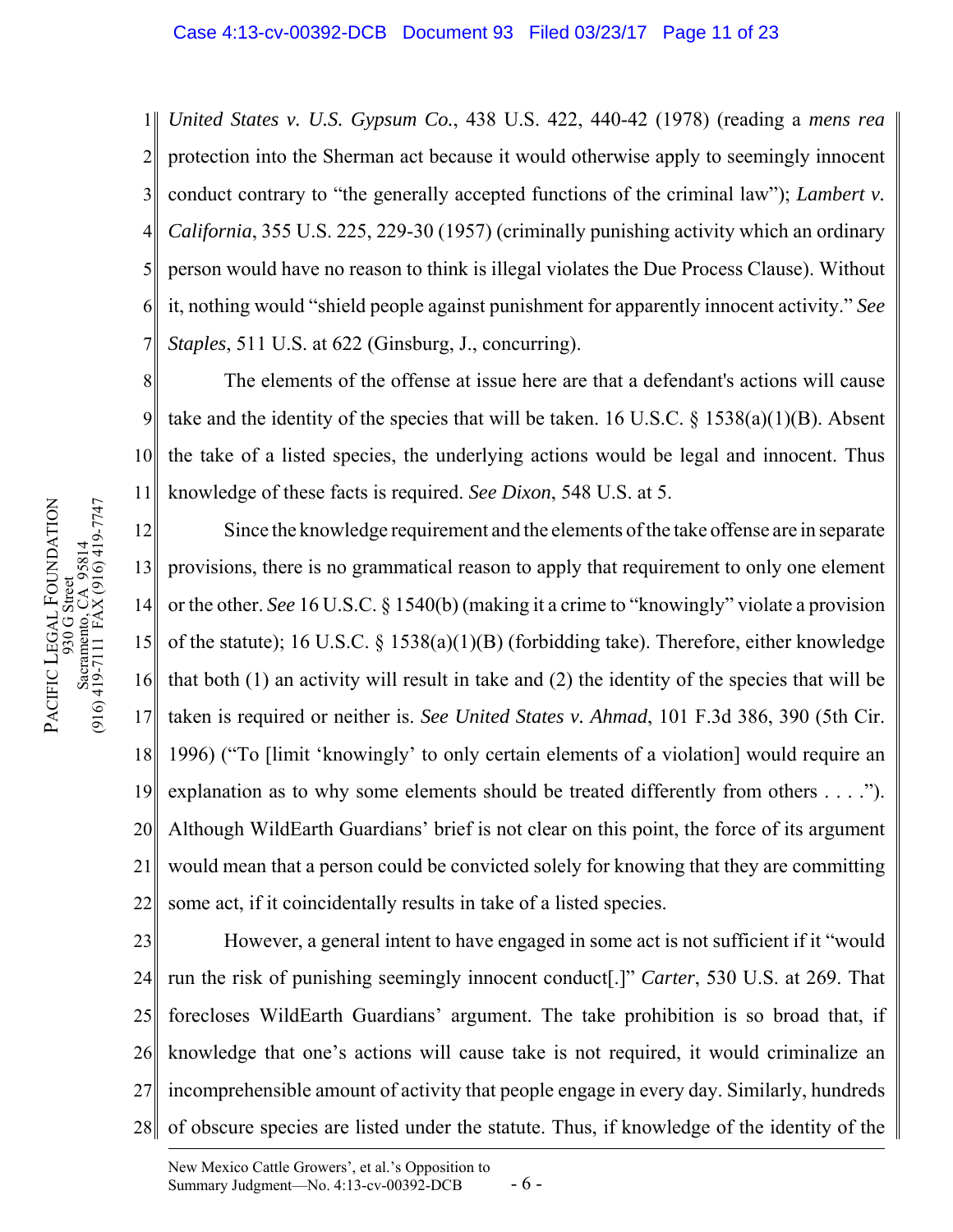*United States v. U.S. Gypsum Co.*, 438 U.S. 422, 440-42 (1978) (reading a *mens rea* protection into the Sherman act because it would otherwise apply to seemingly innocent conduct contrary to "the generally accepted functions of the criminal law"); *Lambert v. California*, 355 U.S. 225, 229-30 (1957) (criminally punishing activity which an ordinary person would have no reason to think is illegal violates the Due Process Clause). Without it, nothing would "shield people against punishment for apparently innocent activity." *See Staples*, 511 U.S. at 622 (Ginsburg, J., concurring).

The elements of the offense at issue here are that a defendant's actions will cause take and the identity of the species that will be taken. 16 U.S.C. § 1538(a)(1)(B). Absent the take of a listed species, the underlying actions would be legal and innocent. Thus knowledge of these facts is required. *See Dixon*, 548 U.S. at 5.

Since the knowledge requirement and the elements of the take offense are in separate provisions, there is no grammatical reason to apply that requirement to only one element or the other. *See* 16 U.S.C. § 1540(b) (making it a crime to "knowingly" violate a provision of the statute); 16 U.S.C. § 1538(a)(1)(B) (forbidding take). Therefore, either knowledge that both (1) an activity will result in take and (2) the identity of the species that will be taken is required or neither is. *See United States v. Ahmad*, 101 F.3d 386, 390 (5th Cir. 1996) ("To [limit 'knowingly' to only certain elements of a violation] would require an explanation as to why some elements should be treated differently from others . . . ."). Although WildEarth Guardians' brief is not clear on this point, the force of its argument would mean that a person could be convicted solely for knowing that they are committing some act, if it coincidentally results in take of a listed species.

However, a general intent to have engaged in some act is not sufficient if it "would run the risk of punishing seemingly innocent conduct[.]" *Carter*, 530 U.S. at 269. That forecloses WildEarth Guardians' argument. The take prohibition is so broad that, if knowledge that one's actions will cause take is not required, it would criminalize an incomprehensible amount of activity that people engage in every day. Similarly, hundreds of obscure species are listed under the statute. Thus, if knowledge of the identity of the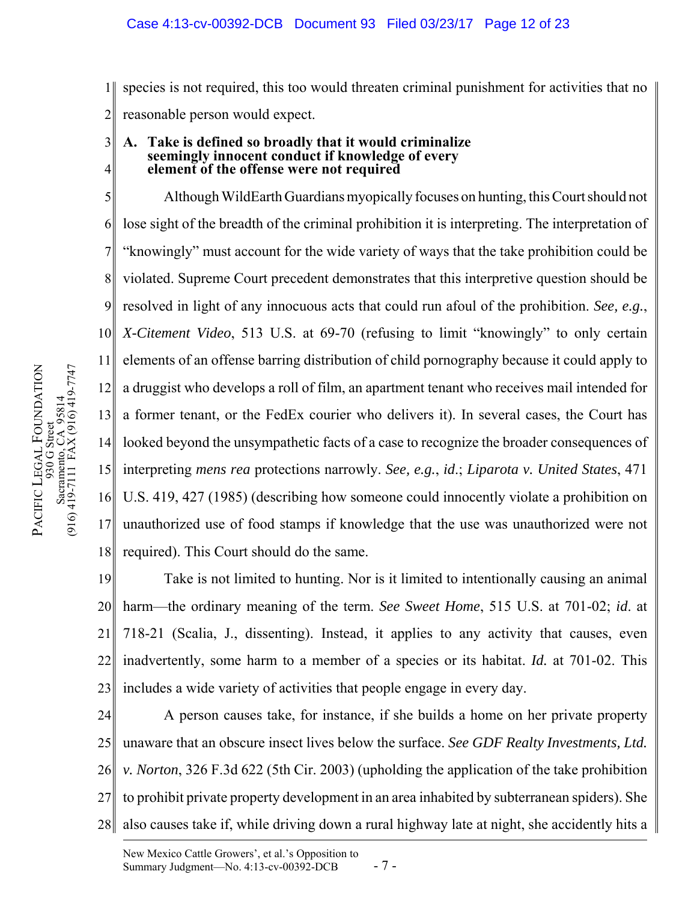species is not required, this too would threaten criminal punishment for activities that no reasonable person would expect.

### A. Take is defined so broadly that it would criminalize seemingly innocent conduct if knowledge of every element of the offense were not required

Although WildEarth Guardians myopically focuses on hunting, this Court should not lose sight of the breadth of the criminal prohibition it is interpreting. The interpretation of "knowingly" must account for the wide variety of ways that the take prohibition could be violated. Supreme Court precedent demonstrates that this interpretive question should be resolved in light of any innocuous acts that could run afoul of the prohibition. *See, e.g.*, *X-Citement Video*, 513 U.S. at 69-70 (refusing to limit "knowingly" to only certain elements of an offense barring distribution of child pornography because it could apply to a druggist who develops a roll of film, an apartment tenant who receives mail intended for a former tenant, or the FedEx courier who delivers it). In several cases, the Court has looked beyond the unsympathetic facts of a case to recognize the broader consequences of interpreting *mens rea* protections narrowly. *See, e.g.*, *id.*; *Liparota v. United States*, 471 U.S. 419, 427 (1985) (describing how someone could innocently violate a prohibition on unauthorized use of food stamps if knowledge that the use was unauthorized were not required). This Court should do the same.

Take is not limited to hunting. Nor is it limited to intentionally causing an animal harm—the ordinary meaning of the term. *See Sweet Home*, 515 U.S. at 701-02; *id.* at 718-21 (Scalia, J., dissenting). Instead, it applies to any activity that causes, even inadvertently, some harm to a member of a species or its habitat. *Id.* at 701-02. This includes a wide variety of activities that people engage in every day.

A person causes take, for instance, if she builds a home on her private property unaware that an obscure insect lives below the surface. *See GDF Realty Investments, Ltd. v. Norton*, 326 F.3d 622 (5th Cir. 2003) (upholding the application of the take prohibition to prohibit private property development in an area inhabited by subterranean spiders). She also causes take if, while driving down a rural highway late at night, she accidently hits a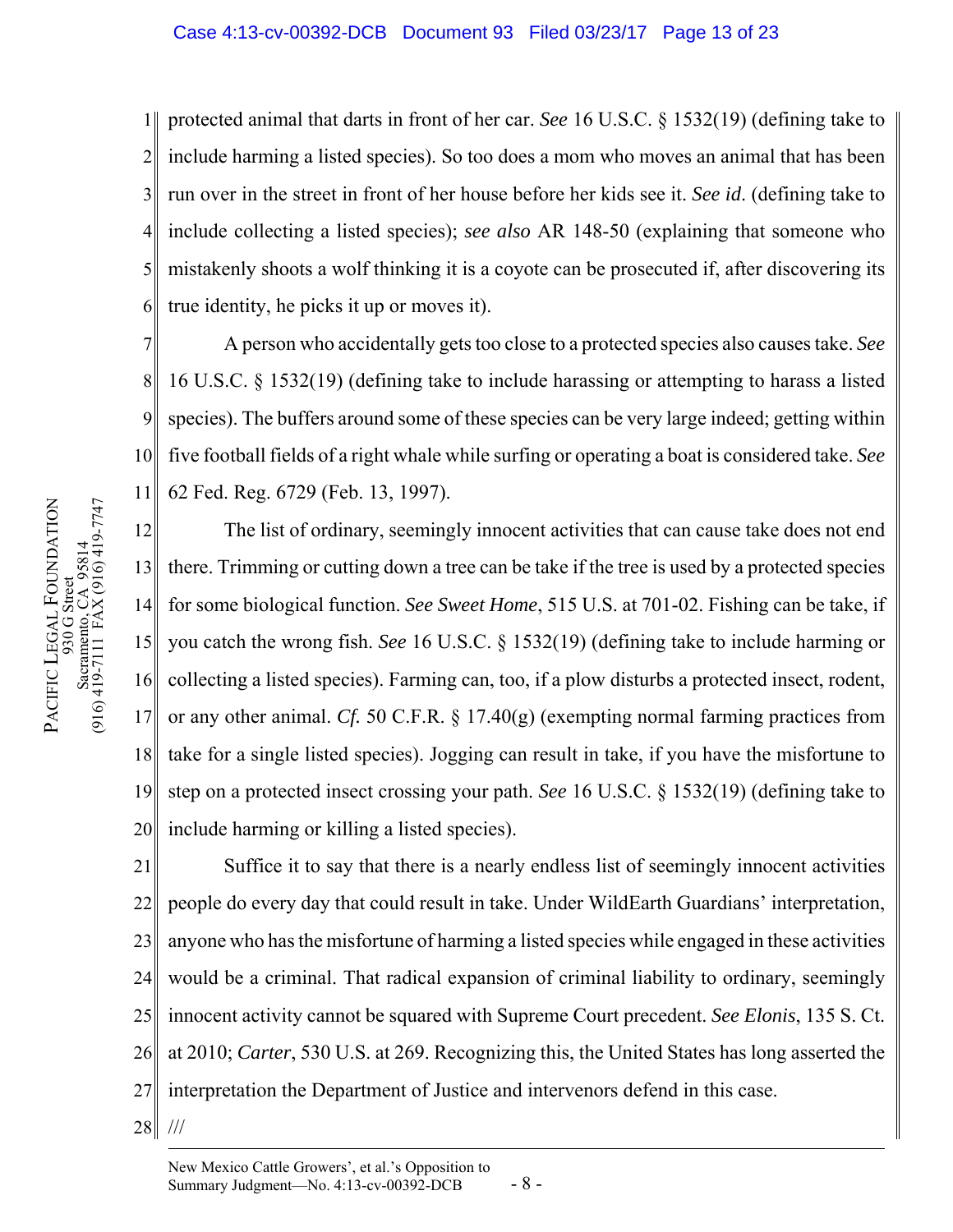protected animal that darts in front of her car. *See* 16 U.S.C. § 1532(19) (defining take to include harming a listed species). So too does a mom who moves an animal that has been run over in the street in front of her house before her kids see it. *See id*. (defining take to include collecting a listed species); *see also* AR 148-50 (explaining that someone who mistakenly shoots a wolf thinking it is a coyote can be prosecuted if, after discovering its true identity, he picks it up or moves it).

A person who accidentally gets too close to a protected species also causes take. *See* 16 U.S.C. § 1532(19) (defining take to include harassing or attempting to harass a listed species). The buffers around some of these species can be very large indeed; getting within five football fields of a right whale while surfing or operating a boat is considered take. *See* 62 Fed. Reg. 6729 (Feb. 13, 1997).

The list of ordinary, seemingly innocent activities that can cause take does not end there. Trimming or cutting down a tree can be take if the tree is used by a protected species for some biological function. *See Sweet Home*, 515 U.S. at 701-02. Fishing can be take, if you catch the wrong fish. *See* 16 U.S.C. § 1532(19) (defining take to include harming or collecting a listed species). Farming can, too, if a plow disturbs a protected insect, rodent, or any other animal. *Cf.* 50 C.F.R. § 17.40(g) (exempting normal farming practices from take for a single listed species). Jogging can result in take, if you have the misfortune to step on a protected insect crossing your path. *See* 16 U.S.C. § 1532(19) (defining take to include harming or killing a listed species).

Suffice it to say that there is a nearly endless list of seemingly innocent activities people do every day that could result in take. Under WildEarth Guardians' interpretation, anyone who has the misfortune of harming a listed species while engaged in these activities would be a criminal. That radical expansion of criminal liability to ordinary, seemingly innocent activity cannot be squared with Supreme Court precedent. *See Elonis*, 135 S. Ct. at 2010; *Carter*, 530 U.S. at 269. Recognizing this, the United States has long asserted the interpretation the Department of Justice and intervenors defend in this case.

///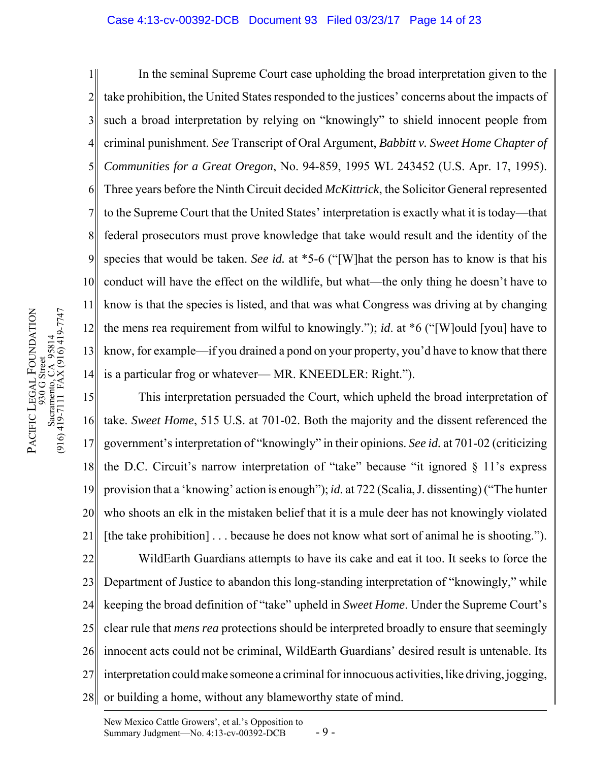In the seminal Supreme Court case upholding the broad interpretation given to the take prohibition, the United States responded to the justices' concerns about the impacts of such a broad interpretation by relying on "knowingly" to shield innocent people from criminal punishment. *See* Transcript of Oral Argument, *Babbitt v. Sweet Home Chapter of Communities for a Great Oregon*, No. 94-859, 1995 WL 243452 (U.S. Apr. 17, 1995). Three years before the Ninth Circuit decided *McKittrick*, the Solicitor General represented to the Supreme Court that the United States' interpretation is exactly what it is today—that federal prosecutors must prove knowledge that take would result and the identity of the species that would be taken. *See id.* at *5-6 ("[W]hat the person has to know is that his conduct will have the effect on the wildlife, but what—the only thing he doesn't have to know is that the species is listed, and that was what Congress was driving at by changing the mens rea requirement from wilful to knowingly."); *id*. at *6 ("[W]ould [you] have to know, for example—if you drained a pond on your property, you'd have to know that there is a particular frog or whatever— MR. KNEEDLER: Right.").

This interpretation persuaded the Court, which upheld the broad interpretation of take. *Sweet Home*, 515 U.S. at 701-02. Both the majority and the dissent referenced the government's interpretation of "knowingly" in their opinions. *See id.* at 701-02 (criticizing the D.C. Circuit's narrow interpretation of "take" because "it ignored § 11's express provision that a 'knowing' action is enough"); *id.* at 722 (Scalia, J. dissenting) ("The hunter who shoots an elk in the mistaken belief that it is a mule deer has not knowingly violated [the take prohibition] . . . because he does not know what sort of animal he is shooting.").

WildEarth Guardians attempts to have its cake and eat it too. It seeks to force the Department of Justice to abandon this long-standing interpretation of "knowingly," while keeping the broad definition of "take" upheld in *Sweet Home*. Under the Supreme Court's clear rule that *mens rea* protections should be interpreted broadly to ensure that seemingly innocent acts could not be criminal, WildEarth Guardians' desired result is untenable. Its interpretation could make someone a criminal for innocuous activities, like driving, jogging, or building a home, without any blameworthy state of mind.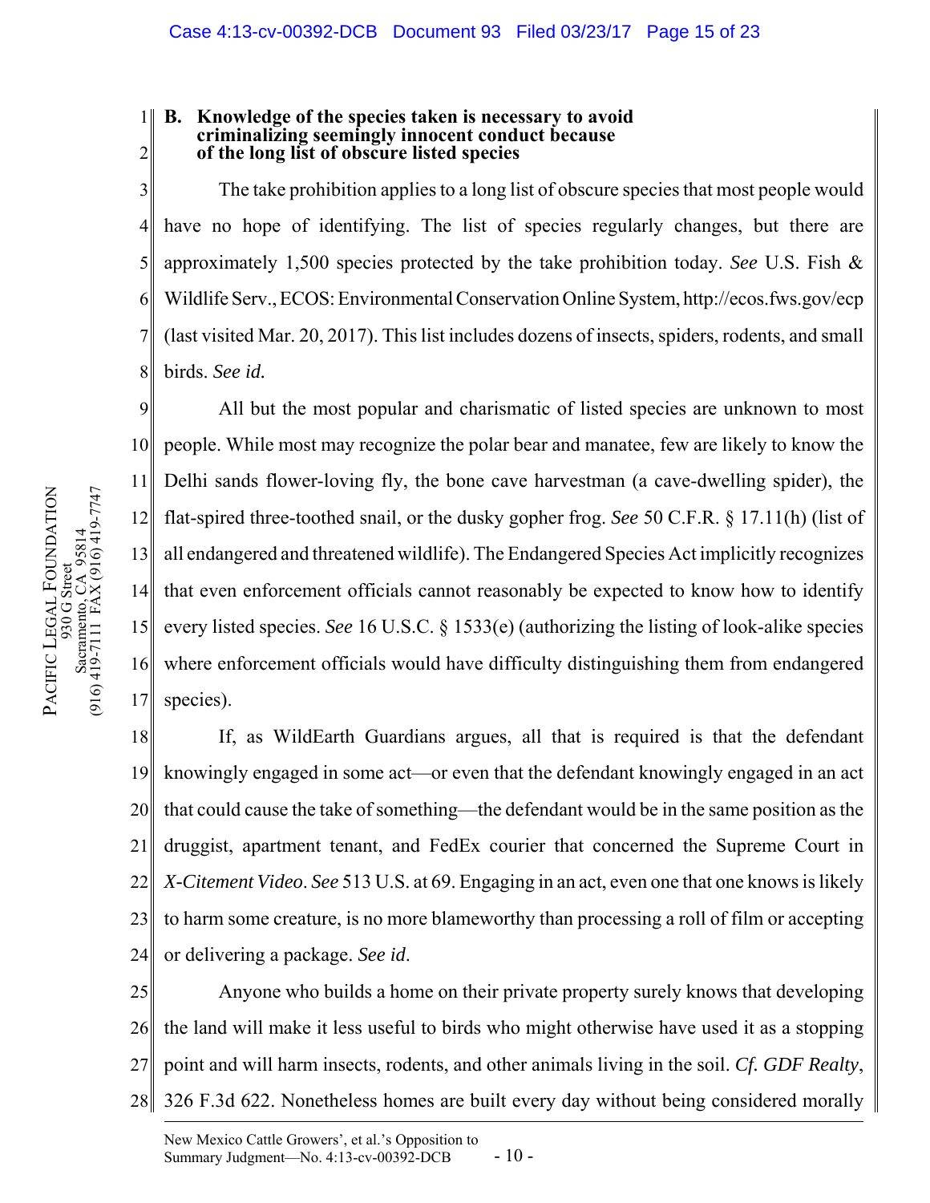### B. Knowledge of the species taken is necessary to avoid criminalizing seemingly innocent conduct because of the long list of obscure listed species

The take prohibition applies to a long list of obscure species that most people would have no hope of identifying. The list of species regularly changes, but there are approximately 1,500 species protected by the take prohibition today. *See* U.S. Fish & Wildlife Serv., ECOS: Environmental Conservation Online System, http://ecos.fws.gov/ecp (last visited Mar. 20, 2017). This list includes dozens of insects, spiders, rodents, and small birds. *See id.*

All but the most popular and charismatic of listed species are unknown to most people. While most may recognize the polar bear and manatee, few are likely to know the Delhi sands flower-loving fly, the bone cave harvestman (a cave-dwelling spider), the flat-spired three-toothed snail, or the dusky gopher frog. *See* 50 C.F.R. § 17.11(h) (list of all endangered and threatened wildlife). The Endangered Species Act implicitly recognizes that even enforcement officials cannot reasonably be expected to know how to identify every listed species. *See* 16 U.S.C. § 1533(e) (authorizing the listing of look-alike species where enforcement officials would have difficulty distinguishing them from endangered species).

If, as WildEarth Guardians argues, all that is required is that the defendant knowingly engaged in some act—or even that the defendant knowingly engaged in an act that could cause the take of something—the defendant would be in the same position as the druggist, apartment tenant, and FedEx courier that concerned the Supreme Court in *X-Citement Video*. *See* 513 U.S. at 69. Engaging in an act, even one that one knows is likely to harm some creature, is no more blameworthy than processing a roll of film or accepting or delivering a package. *See id.*

Anyone who builds a home on their private property surely knows that developing the land will make it less useful to birds who might otherwise have used it as a stopping point and will harm insects, rodents, and other animals living in the soil. *Cf. GDF Realty*, 326 F.3d 622. Nonetheless homes are built every day without being considered morally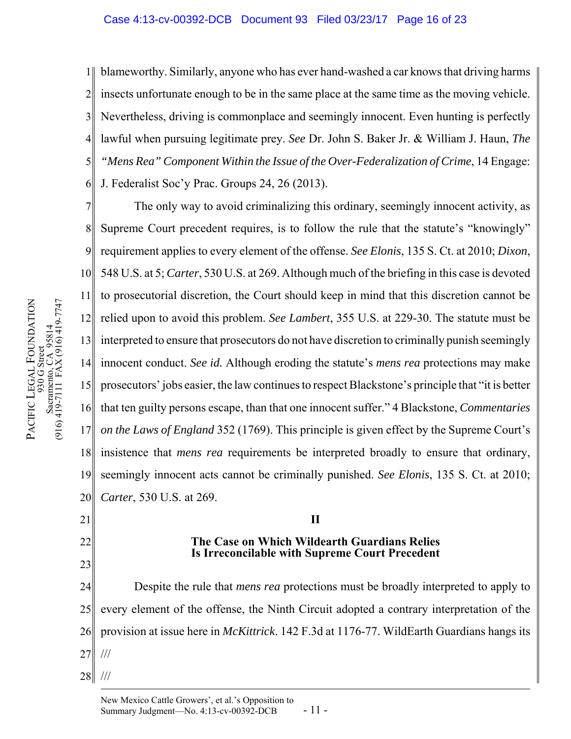blameworthy. Similarly, anyone who has ever hand-washed a car knows that driving harms insects unfortunate enough to be in the same place at the same time as the moving vehicle. Nevertheless, driving is commonplace and seemingly innocent. Even hunting is perfectly lawful when pursuing legitimate prey. *See* Dr. John S. Baker Jr. & William J. Haun, *The "Mens Rea" Component Within the Issue of the Over-Federalization of Crime*, 14 Engage: J. Federalist Soc'y Prac. Groups 24, 26 (2013).

The only way to avoid criminalizing this ordinary, seemingly innocent activity, as Supreme Court precedent requires, is to follow the rule that the statute's "knowingly" requirement applies to every element of the offense. *See Elonis*, 135 S. Ct. at 2010; *Dixon*, 548 U.S. at 5; *Carter*, 530 U.S. at 269. Although much of the briefing in this case is devoted to prosecutorial discretion, the Court should keep in mind that this discretion cannot be relied upon to avoid this problem. *See Lambert*, 355 U.S. at 229-30. The statute must be interpreted to ensure that prosecutors do not have discretion to criminally punish seemingly innocent conduct. *See id.* Although eroding the statute's *mens rea* protections may make prosecutors' jobs easier, the law continues to respect Blackstone's principle that "it is better that ten guilty persons escape, than that one innocent suffer." 4 Blackstone, *Commentaries on the Laws of England* 352 (1769). This principle is given effect by the Supreme Court's insistence that *mens rea* requirements be interpreted broadly to ensure that ordinary, seemingly innocent acts cannot be criminally punished. *See Elonis*, 135 S. Ct. at 2010; *Carter*, 530 U.S. at 269.

## II

## The Case on Which Wildearth Guardians Relies Is Irreconcilable with Supreme Court Precedent

Despite the rule that *mens rea* protections must be broadly interpreted to apply to every element of the offense, the Ninth Circuit adopted a contrary interpretation of the provision at issue here in *McKittrick*. 142 F.3d at 1176-77. WildEarth Guardians hangs its

///

///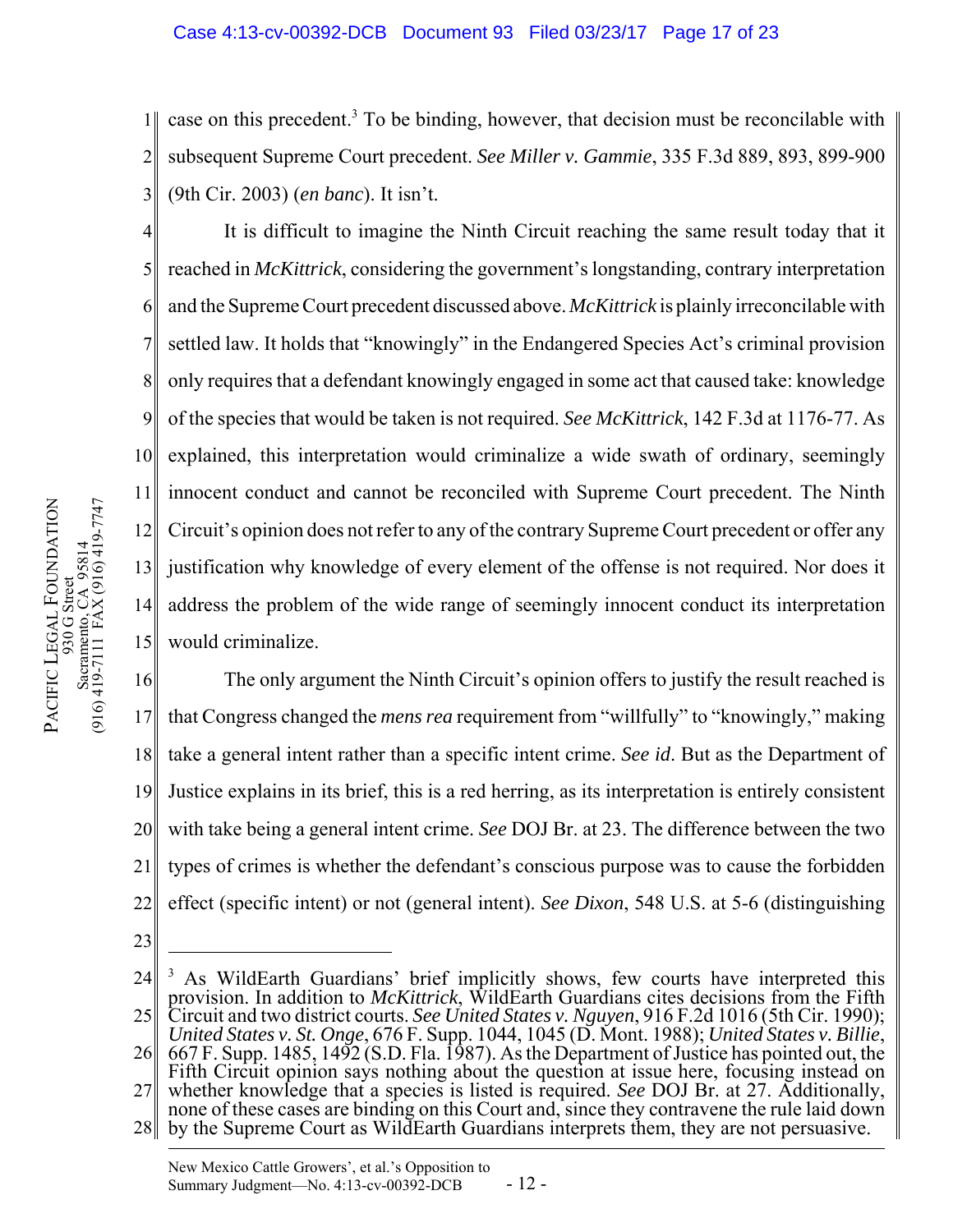case on this precedent.[3] To be binding, however, that decision must be reconcilable with subsequent Supreme Court precedent. *See Miller v. Gammie*, 335 F.3d 889, 893, 899-900 (9th Cir. 2003) (*en banc*). It isn't.

It is difficult to imagine the Ninth Circuit reaching the same result today that it reached in *McKittrick*, considering the government's longstanding, contrary interpretation and the Supreme Court precedent discussed above. *McKittrick* is plainly irreconcilable with settled law. It holds that "knowingly" in the Endangered Species Act's criminal provision only requires that a defendant knowingly engaged in some act that caused take: knowledge of the species that would be taken is not required. *See McKittrick*, 142 F.3d at 1176-77. As explained, this interpretation would criminalize a wide swath of ordinary, seemingly innocent conduct and cannot be reconciled with Supreme Court precedent. The Ninth Circuit's opinion does not refer to any of the contrary Supreme Court precedent or offer any justification why knowledge of every element of the offense is not required. Nor does it address the problem of the wide range of seemingly innocent conduct its interpretation would criminalize.

The only argument the Ninth Circuit's opinion offers to justify the result reached is that Congress changed the *mens rea* requirement from "willfully" to "knowingly," making take a general intent rather than a specific intent crime. *See id*. But as the Department of Justice explains in its brief, this is a red herring, as its interpretation is entirely consistent with take being a general intent crime. *See* DOJ Br. at 23. The difference between the two types of crimes is whether the defendant's conscious purpose was to cause the forbidden effect (specific intent) or not (general intent). *See Dixon*, 548 U.S. at 5-6 (distinguishing

---

[3] As WildEarth Guardians' brief implicitly shows, few courts have interpreted this provision. In addition to *McKittrick*, WildEarth Guardians cites decisions from the Fifth Circuit and two district courts. *See United States v. Nguyen*, 916 F.2d 1016 (5th Cir. 1990); *United States v. St. Onge*, 676 F. Supp. 1044, 1045 (D. Mont. 1988); *United States v. Billie*, 667 F. Supp. 1485, 1492 (S.D. Fla. 1987). As the Department of Justice has pointed out, the Fifth Circuit opinion says nothing about the question at issue here, focusing instead on whether knowledge that a species is listed is required. *See* DOJ Br. at 27. Additionally, none of these cases are binding on this Court and, since they contravene the rule laid down by the Supreme Court as WildEarth Guardians interprets them, they are not persuasive.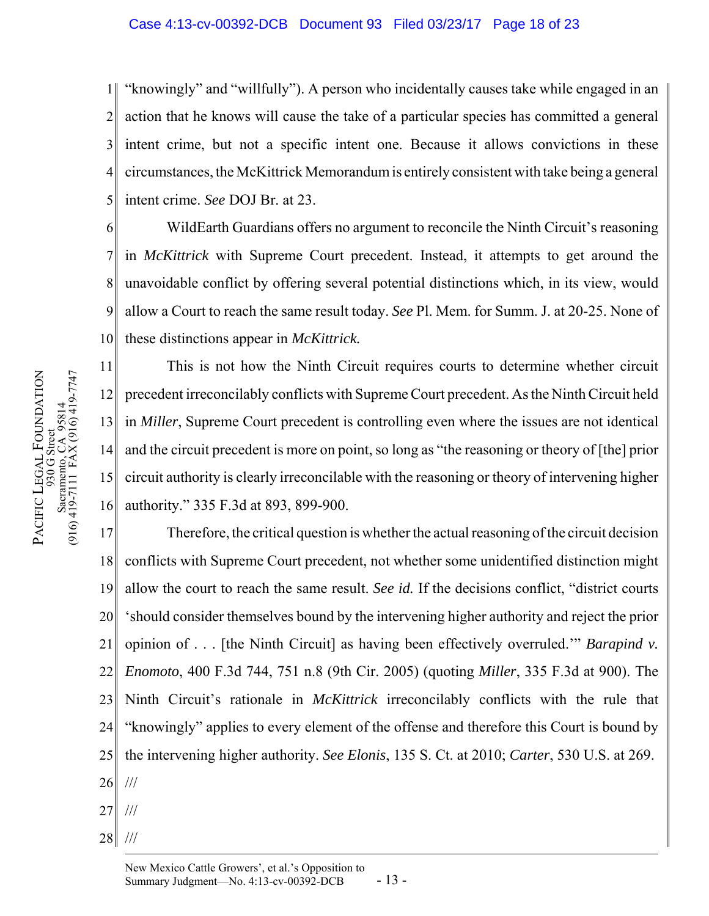"knowingly" and "willfully"). A person who incidentally causes take while engaged in an action that he knows will cause the take of a particular species has committed a general intent crime, but not a specific intent one. Because it allows convictions in these circumstances, the McKittrick Memorandum is entirely consistent with take being a general intent crime. *See* DOJ Br. at 23.

WildEarth Guardians offers no argument to reconcile the Ninth Circuit's reasoning in *McKittrick* with Supreme Court precedent. Instead, it attempts to get around the unavoidable conflict by offering several potential distinctions which, in its view, would allow a Court to reach the same result today. *See* Pl. Mem. for Summ. J. at 20-25. None of these distinctions appear in *McKittrick.*

This is not how the Ninth Circuit requires courts to determine whether circuit precedent irreconcilably conflicts with Supreme Court precedent. As the Ninth Circuit held in *Miller*, Supreme Court precedent is controlling even where the issues are not identical and the circuit precedent is more on point, so long as "the reasoning or theory of [the] prior circuit authority is clearly irreconcilable with the reasoning or theory of intervening higher authority." 335 F.3d at 893, 899-900.

Therefore, the critical question is whether the actual reasoning of the circuit decision conflicts with Supreme Court precedent, not whether some unidentified distinction might allow the court to reach the same result. *See id.* If the decisions conflict, "district courts 'should consider themselves bound by the intervening higher authority and reject the prior opinion of . . . [the Ninth Circuit] as having been effectively overruled.'" *Barapind v. Enomoto*, 400 F.3d 744, 751 n.8 (9th Cir. 2005) (quoting *Miller*, 335 F.3d at 900). The Ninth Circuit's rationale in *McKittrick* irreconcilably conflicts with the rule that "knowingly" applies to every element of the offense and therefore this Court is bound by the intervening higher authority. *See Elonis*, 135 S. Ct. at 2010; *Carter*, 530 U.S. at 269.

///

///

///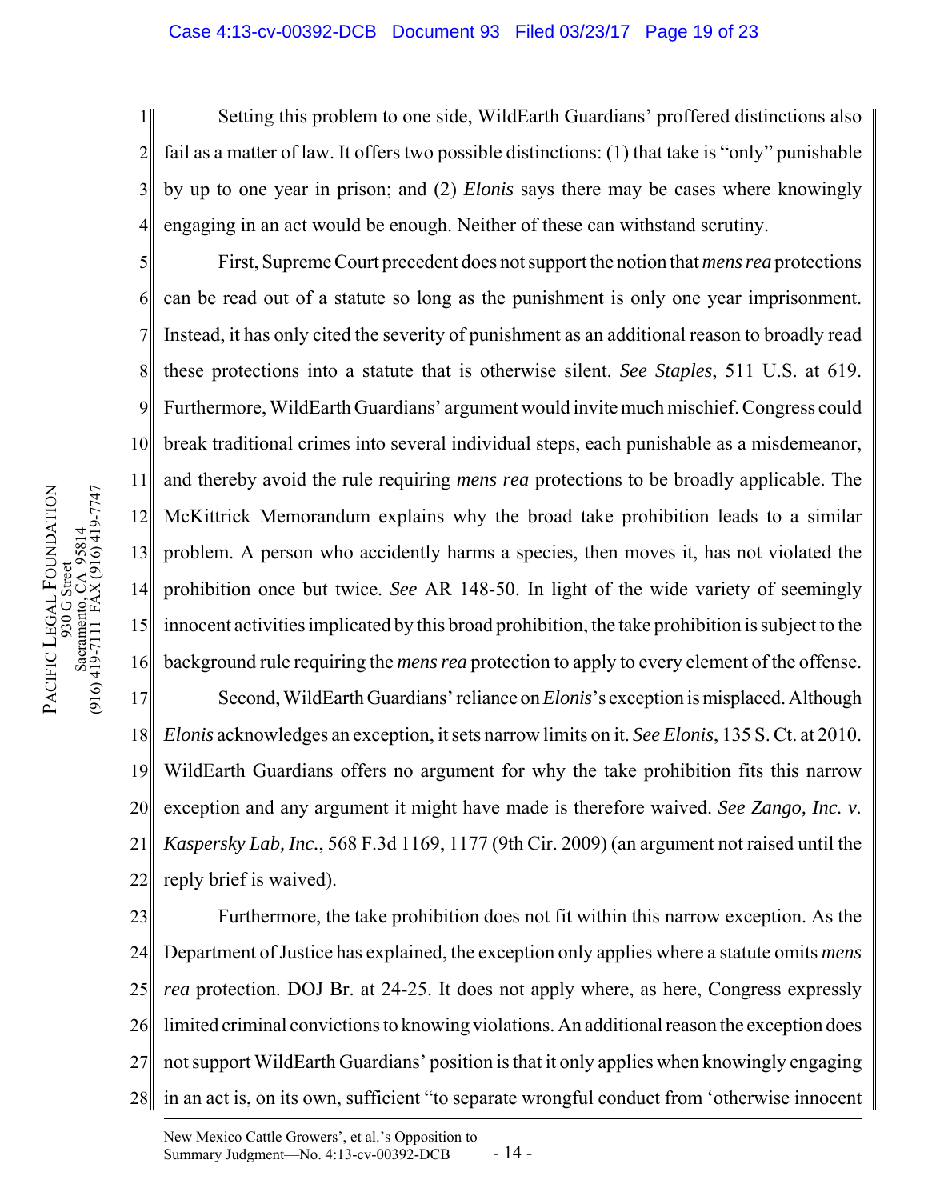Setting this problem to one side, WildEarth Guardians' proffered distinctions also fail as a matter of law. It offers two possible distinctions: (1) that take is "only" punishable by up to one year in prison; and (2) *Elonis* says there may be cases where knowingly engaging in an act would be enough. Neither of these can withstand scrutiny.

First, Supreme Court precedent does not support the notion that *mens rea* protections can be read out of a statute so long as the punishment is only one year imprisonment. Instead, it has only cited the severity of punishment as an additional reason to broadly read these protections into a statute that is otherwise silent. *See Staples*, 511 U.S. at 619. Furthermore, WildEarth Guardians' argument would invite much mischief. Congress could break traditional crimes into several individual steps, each punishable as a misdemeanor, and thereby avoid the rule requiring *mens rea* protections to be broadly applicable. The McKittrick Memorandum explains why the broad take prohibition leads to a similar problem. A person who accidently harms a species, then moves it, has not violated the prohibition once but twice. *See* AR 148-50. In light of the wide variety of seemingly innocent activities implicated by this broad prohibition, the take prohibition is subject to the background rule requiring the *mens rea* protection to apply to every element of the offense.

Second, WildEarth Guardians' reliance on *Elonis*'s exception is misplaced. Although *Elonis* acknowledges an exception, it sets narrow limits on it. *See Elonis*, 135 S. Ct. at 2010. WildEarth Guardians offers no argument for why the take prohibition fits this narrow exception and any argument it might have made is therefore waived. *See Zango, Inc. v. Kaspersky Lab, Inc.*, 568 F.3d 1169, 1177 (9th Cir. 2009) (an argument not raised until the reply brief is waived).

Furthermore, the take prohibition does not fit within this narrow exception. As the Department of Justice has explained, the exception only applies where a statute omits *mens rea* protection. DOJ Br. at 24-25. It does not apply where, as here, Congress expressly limited criminal convictions to knowing violations. An additional reason the exception does not support WildEarth Guardians' position is that it only applies when knowingly engaging in an act is, on its own, sufficient "to separate wrongful conduct from 'otherwise innocent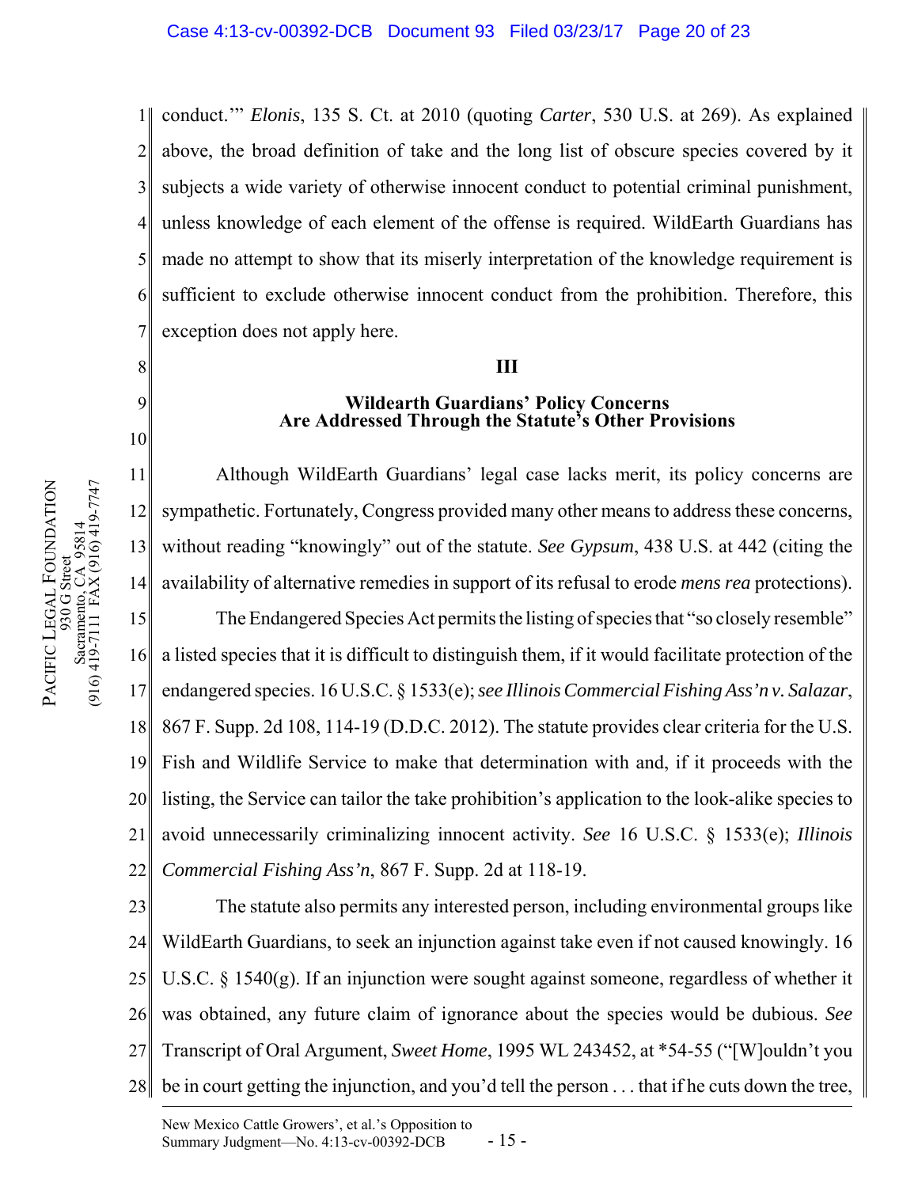conduct.'" *Elonis*, 135 S. Ct. at 2010 (quoting *Carter*, 530 U.S. at 269). As explained above, the broad definition of take and the long list of obscure species covered by it subjects a wide variety of otherwise innocent conduct to potential criminal punishment, unless knowledge of each element of the offense is required. WildEarth Guardians has made no attempt to show that its miserly interpretation of the knowledge requirement is sufficient to exclude otherwise innocent conduct from the prohibition. Therefore, this exception does not apply here.

## III

## Wildearth Guardians' Policy Concerns Are Addressed Through the Statute's Other Provisions

Although WildEarth Guardians' legal case lacks merit, its policy concerns are sympathetic. Fortunately, Congress provided many other means to address these concerns, without reading "knowingly" out of the statute. *See Gypsum*, 438 U.S. at 442 (citing the availability of alternative remedies in support of its refusal to erode *mens rea* protections).

The Endangered Species Act permits the listing of species that "so closely resemble" a listed species that it is difficult to distinguish them, if it would facilitate protection of the endangered species. 16 U.S.C. § 1533(e); *see Illinois Commercial Fishing Ass'n v. Salazar*, 867 F. Supp. 2d 108, 114-19 (D.D.C. 2012). The statute provides clear criteria for the U.S. Fish and Wildlife Service to make that determination with and, if it proceeds with the listing, the Service can tailor the take prohibition's application to the look-alike species to avoid unnecessarily criminalizing innocent activity. *See* 16 U.S.C. § 1533(e); *Illinois Commercial Fishing Ass'n*, 867 F. Supp. 2d at 118-19.

The statute also permits any interested person, including environmental groups like WildEarth Guardians, to seek an injunction against take even if not caused knowingly. 16 U.S.C. § 1540(g). If an injunction were sought against someone, regardless of whether it was obtained, any future claim of ignorance about the species would be dubious. *See* Transcript of Oral Argument, *Sweet Home*, 1995 WL 243452, at *54-55 ("[W]ouldn't you be in court getting the injunction, and you'd tell the person . . . that if he cuts down the tree,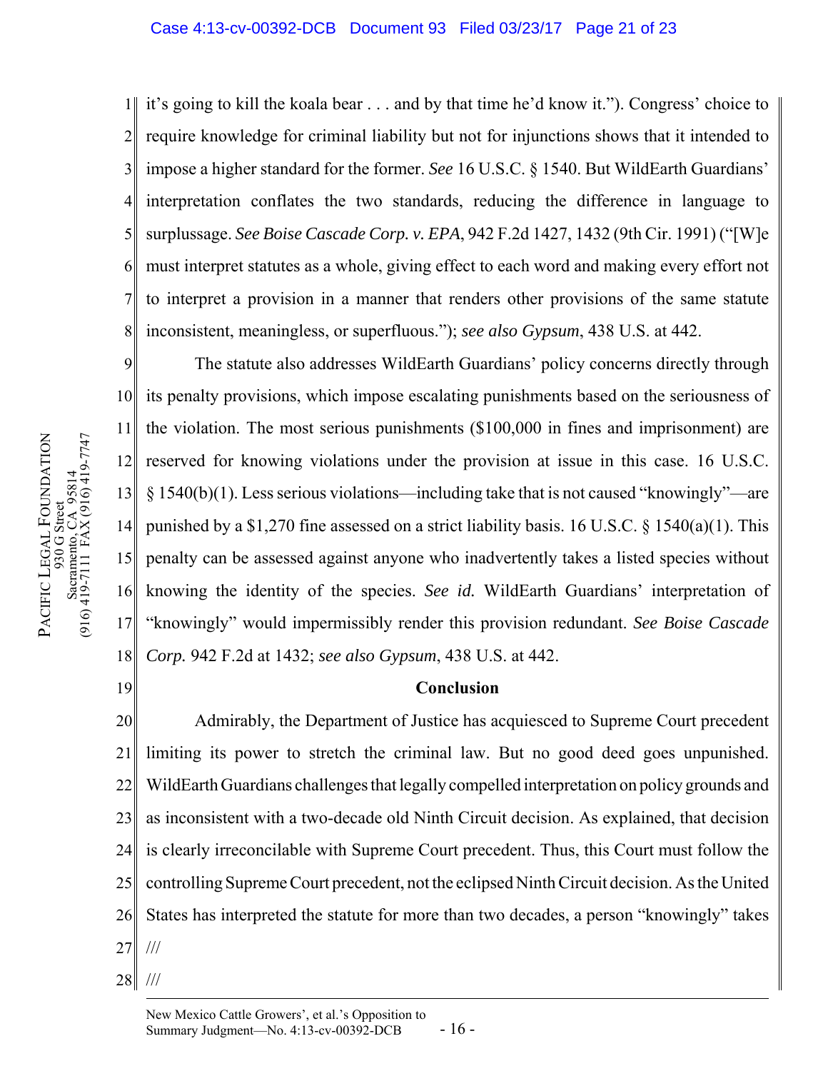it's going to kill the koala bear . . . and by that time he'd know it."). Congress' choice to require knowledge for criminal liability but not for injunctions shows that it intended to impose a higher standard for the former. *See* 16 U.S.C. § 1540. But WildEarth Guardians' interpretation conflates the two standards, reducing the difference in language to surplussage. *See Boise Cascade Corp. v. EPA*, 942 F.2d 1427, 1432 (9th Cir. 1991) ("[W]e must interpret statutes as a whole, giving effect to each word and making every effort not to interpret a provision in a manner that renders other provisions of the same statute inconsistent, meaningless, or superfluous."); *see also Gypsum*, 438 U.S. at 442.

The statute also addresses WildEarth Guardians' policy concerns directly through its penalty provisions, which impose escalating punishments based on the seriousness of the violation. The most serious punishments ($100,000 in fines and imprisonment) are reserved for knowing violations under the provision at issue in this case. 16 U.S.C. § 1540(b)(1). Less serious violations—including take that is not caused "knowingly"—are punished by a $1,270 fine assessed on a strict liability basis. 16 U.S.C. § 1540(a)(1). This penalty can be assessed against anyone who inadvertently takes a listed species without knowing the identity of the species. *See id.* WildEarth Guardians' interpretation of "knowingly" would impermissibly render this provision redundant. *See Boise Cascade Corp.* 942 F.2d at 1432; *see also Gypsum*, 438 U.S. at 442.

**Conclusion**

Admirably, the Department of Justice has acquiesced to Supreme Court precedent limiting its power to stretch the criminal law. But no good deed goes unpunished. WildEarth Guardians challenges that legally compelled interpretation on policy grounds and as inconsistent with a two-decade old Ninth Circuit decision. As explained, that decision is clearly irreconcilable with Supreme Court precedent. Thus, this Court must follow the controlling Supreme Court precedent, not the eclipsed Ninth Circuit decision. As the United States has interpreted the statute for more than two decades, a person "knowingly" takes

///

///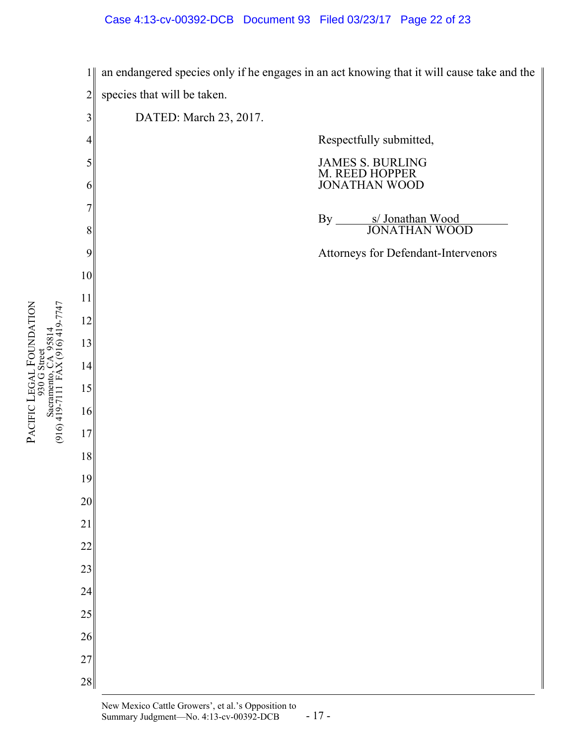an endangered species only if he engages in an act knowing that it will cause take and the species that will be taken.

DATED: March 23, 2017.

Respectfully submitted,

JAMES S. BURLING
M. REED HOPPER
JONATHAN WOOD

By s/ Jonathan Wood
JONATHAN WOOD

Attorneys for Defendant-Intervenors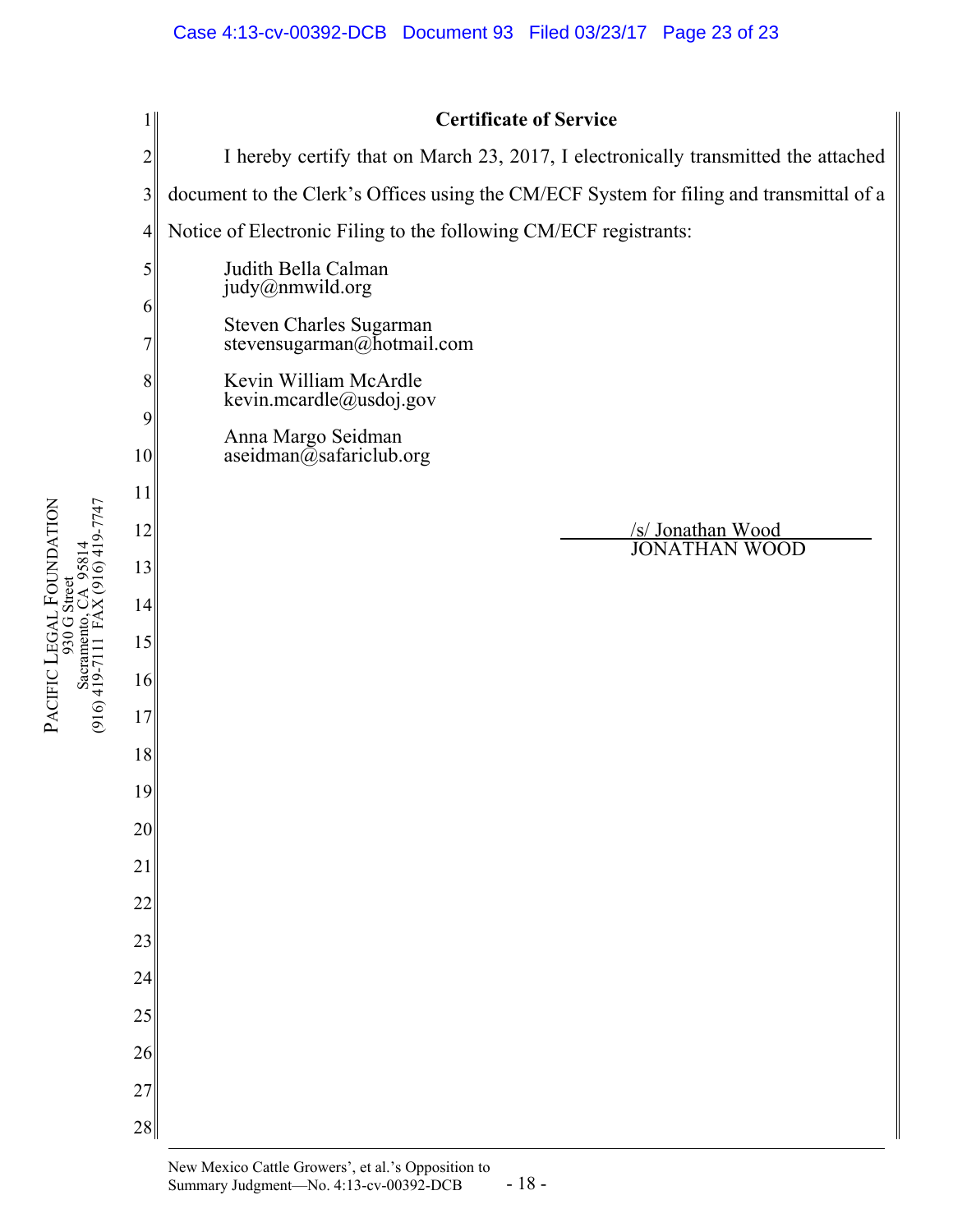**Certificate of Service**

I hereby certify that on March 23, 2017, I electronically transmitted the attached document to the Clerk's Offices using the CM/ECF System for filing and transmittal of a Notice of Electronic Filing to the following CM/ECF registrants:

Judith Bella Calman
judy@nmwild.org

Steven Charles Sugarman
stevensugarman@hotmail.com

Kevin William McArdle
kevin.mcardle@usdoj.gov

Anna Margo Seidman
aseidman@safariclub.org

/s/ Jonathan Wood
JONATHAN WOOD